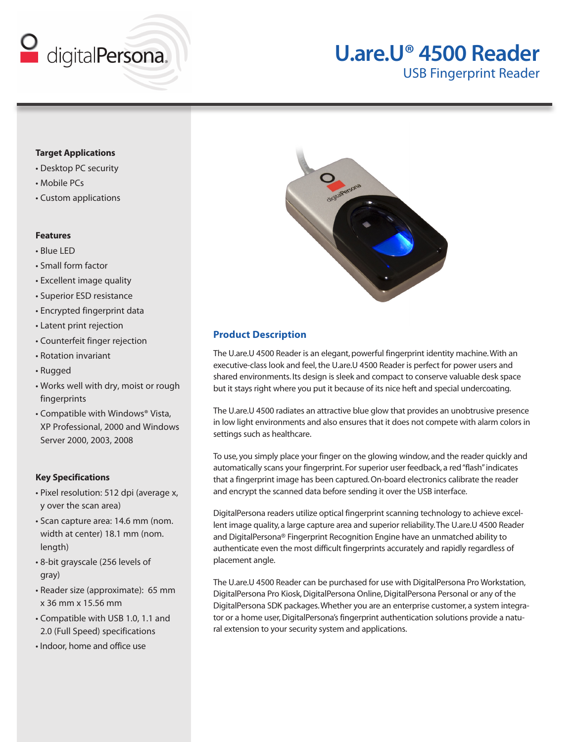digitalPersona

# U.are.U® 4500 Reader

## USB Fingerprint Reader

### Target Applications

- Desktop PC security
- Mobile PCs
- Custom applications

### Features

- Blue LED
- Small form factor
- Excellent image quality
- Superior ESD resistance
- Encrypted fingerprint data
- Latent print rejection
- Counterfeit finger rejection
- Rotation invariant
- Rugged
- Works well with dry, moist or rough fingerprints
- Compatible with Windows® Vista, XP Professional, 2000 and Windows Server 2000, 2003, 2008

### Key Specifications

- Pixel resolution: 512 dpi (average x, y over the scan area)
- Scan capture area: 14.6 mm (nom. width at center) 18.1 mm (nom. length)
- 8-bit grayscale (256 levels of gray)
- Reader size (approximate): 65 mm x 36 mm x 15.56 mm
- Compatible with USB 1.0, 1.1 and 2.0 (Full Speed) specifications
- Indoor, home and office use

### Product Description

The U.are.U 4500 Reader is an elegant, powerful fingerprint identity machine. With an executive-class look and feel, the U.are.U 4500 Reader is perfect for power users and shared environments. Its design is sleek and compact to conserve valuable desk space but it stays right where you put it because of its nice heft and special undercoating.

The U.are.U 4500 radiates an attractive blue glow that provides an unobtrusive presence in low light environments and also ensures that it does not compete with alarm colors in settings such as healthcare.

To use, you simply place your finger on the glowing window, and the reader quickly and automatically scans your fingerprint. For superior user feedback, a red "flash" indicates that a fingerprint image has been captured. On-board electronics calibrate the reader and encrypt the scanned data before sending it over the USB interface.

DigitalPersona readers utilize optical fingerprint scanning technology to achieve excellent image quality, a large capture area and superior reliability. The U.are.U 4500 Reader and DigitalPersona® Fingerprint Recognition Engine have an unmatched ability to authenticate even the most difficult fingerprints accurately and rapidly regardless of placement angle.

The U.are.U 4500 Reader can be purchased for use with DigitalPersona Pro Workstation, DigitalPersona Pro Kiosk, DigitalPersona Online, DigitalPersona Personal or any of the DigitalPersona SDK packages. Whether you are an enterprise customer, a system integrator or a home user, DigitalPersona's fingerprint authentication solutions provide a natural extension to your security system and applications.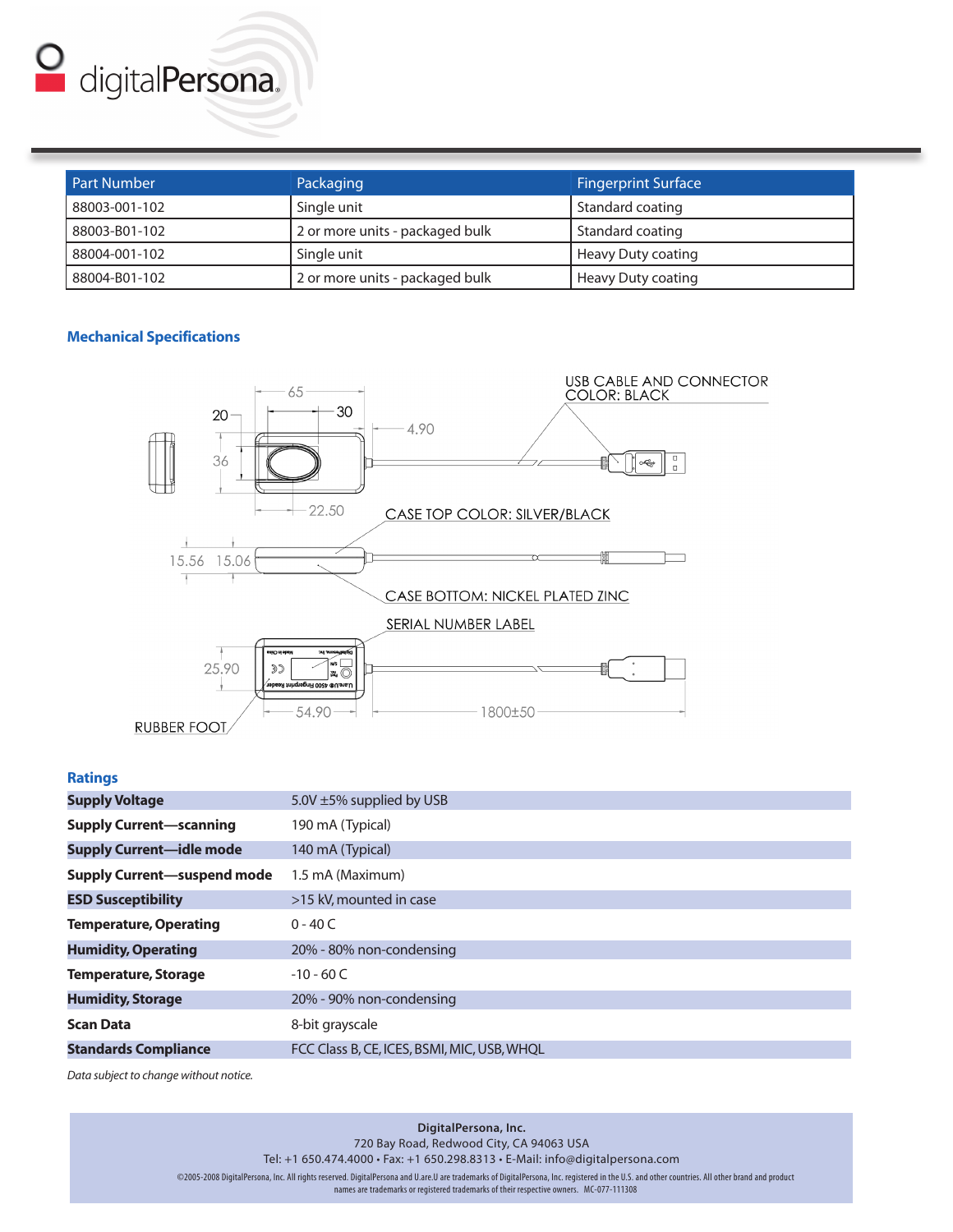| Part Number | Packaging | Fingerprint Surface |
|---|---|---|
| 88003-001-102 | Single unit | Standard coating |
| 88003-B01-102 | 2 or more units - packaged bulk | Standard coating |
| 88004-001-102 | Single unit | Heavy Duty coating |
| 88004-B01-102 | 2 or more units - packaged bulk | Heavy Duty coating |

## Mechanical Specifications

65
20
30
4.90
36
22.50
USB CABLE AND CONNECTOR
COLOR: BLACK
CASE TOP COLOR: SILVER/BLACK
15.56 15.06
CASE BOTTOM: NICKEL PLATED ZINC
SERIAL NUMBER LABEL
25.90
54.90
1800±50
RUBBER FOOT

## Ratings

| | |
|---|---|
| **Supply Voltage** | 5.0V ±5% supplied by USB |
| **Supply Current—scanning** | 190 mA (Typical) |
| **Supply Current—idle mode** | 140 mA (Typical) |
| **Supply Current—suspend mode** | 1.5 mA (Maximum) |
| **ESD Susceptibility** | >15 kV, mounted in case |
| **Temperature, Operating** | 0 - 40 C |
| **Humidity, Operating** | 20% - 80% non-condensing |
| **Temperature, Storage** | -10 - 60 C |
| **Humidity, Storage** | 20% - 90% non-condensing |
| **Scan Data** | 8-bit grayscale |
| **Standards Compliance** | FCC Class B, CE, ICES, BSMI, MIC, USB, WHQL |

*Data subject to change without notice.*

**DigitalPersona, Inc.**
720 Bay Road, Redwood City, CA 94063 USA
Tel: +1 650.474.4000 • Fax: +1 650.298.8313 • E-Mail: info@digitalpersona.com

©2005-2008 DigitalPersona, Inc. All rights reserved. DigitalPersona and U.are.U are trademarks of DigitalPersona, Inc. registered in the U.S. and other countries. All other brand and product names are trademarks or registered trademarks of their respective owners. MC-077-111308